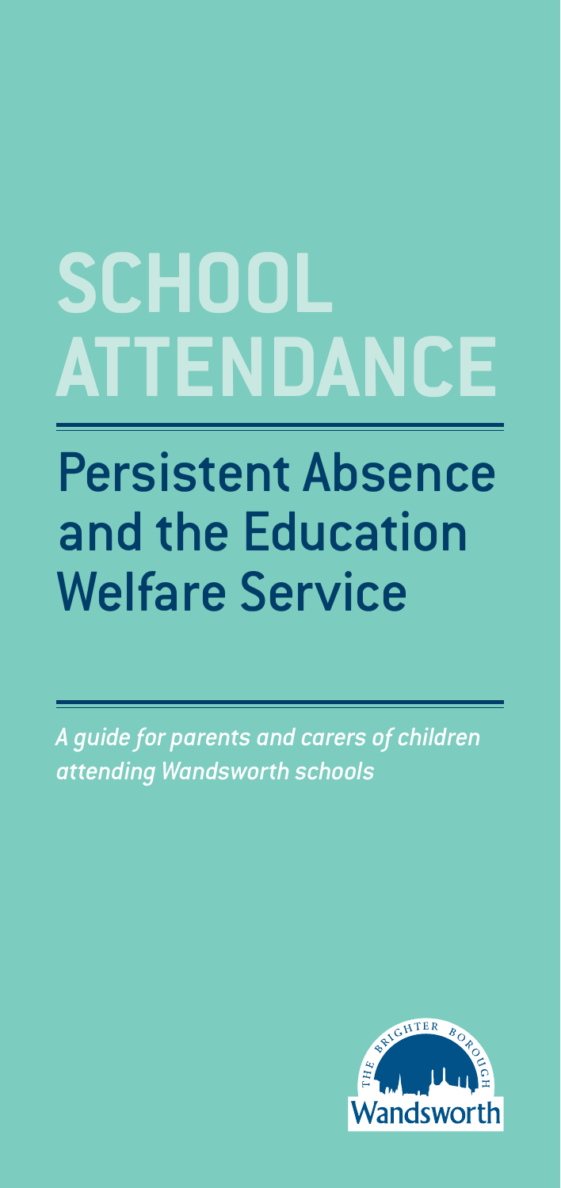# SCHOOL ATTENDANCE

## Persistent Absence and the Education Welfare Service

*A guide for parents and carers of children attending Wandsworth schools*

THE BRIGHTER BOROUGH

Wandsworth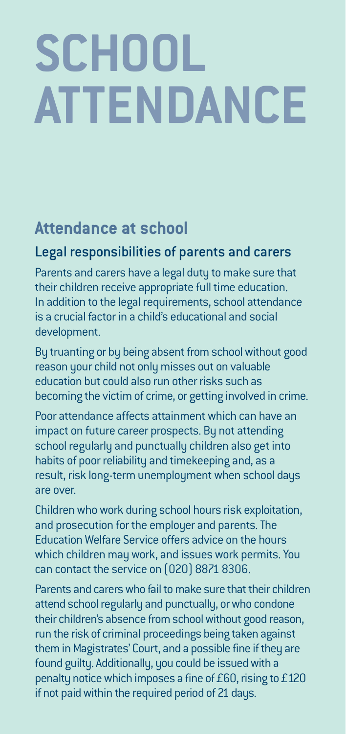# SCHOOL ATTENDANCE

## Attendance at school

### Legal responsibilities of parents and carers

Parents and carers have a legal duty to make sure that their children receive appropriate full time education. In addition to the legal requirements, school attendance is a crucial factor in a child's educational and social development.

By truanting or by being absent from school without good reason your child not only misses out on valuable education but could also run other risks such as becoming the victim of crime, or getting involved in crime.

Poor attendance affects attainment which can have an impact on future career prospects. By not attending school regularly and punctually children also get into habits of poor reliability and timekeeping and, as a result, risk long-term unemployment when school days are over.

Children who work during school hours risk exploitation, and prosecution for the employer and parents. The Education Welfare Service offers advice on the hours which children may work, and issues work permits. You can contact the service on (020) 8871 8306.

Parents and carers who fail to make sure that their children attend school regularly and punctually, or who condone their children's absence from school without good reason, run the risk of criminal proceedings being taken against them in Magistrates' Court, and a possible fine if they are found guilty. Additionally, you could be issued with a penalty notice which imposes a fine of £60, rising to £120 if not paid within the required period of 21 days.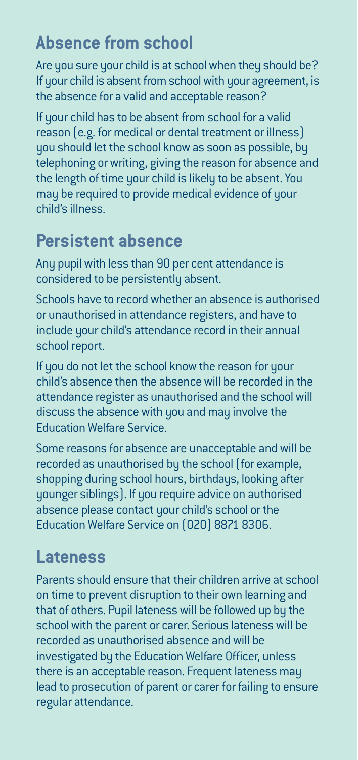## Absence from school

Are you sure your child is at school when they should be? If your child is absent from school with your agreement, is the absence for a valid and acceptable reason?

If your child has to be absent from school for a valid reason (e.g. for medical or dental treatment or illness) you should let the school know as soon as possible, by telephoning or writing, giving the reason for absence and the length of time your child is likely to be absent. You may be required to provide medical evidence of your child's illness.

## Persistent absence

Any pupil with less than 90 per cent attendance is considered to be persistently absent.

Schools have to record whether an absence is authorised or unauthorised in attendance registers, and have to include your child's attendance record in their annual school report.

If you do not let the school know the reason for your child's absence then the absence will be recorded in the attendance register as unauthorised and the school will discuss the absence with you and may involve the Education Welfare Service.

Some reasons for absence are unacceptable and will be recorded as unauthorised by the school (for example, shopping during school hours, birthdays, looking after younger siblings). If you require advice on authorised absence please contact your child's school or the Education Welfare Service on (020) 8871 8306.

## Lateness

Parents should ensure that their children arrive at school on time to prevent disruption to their own learning and that of others. Pupil lateness will be followed up by the school with the parent or carer. Serious lateness will be recorded as unauthorised absence and will be investigated by the Education Welfare Officer, unless there is an acceptable reason. Frequent lateness may lead to prosecution of parent or carer for failing to ensure regular attendance.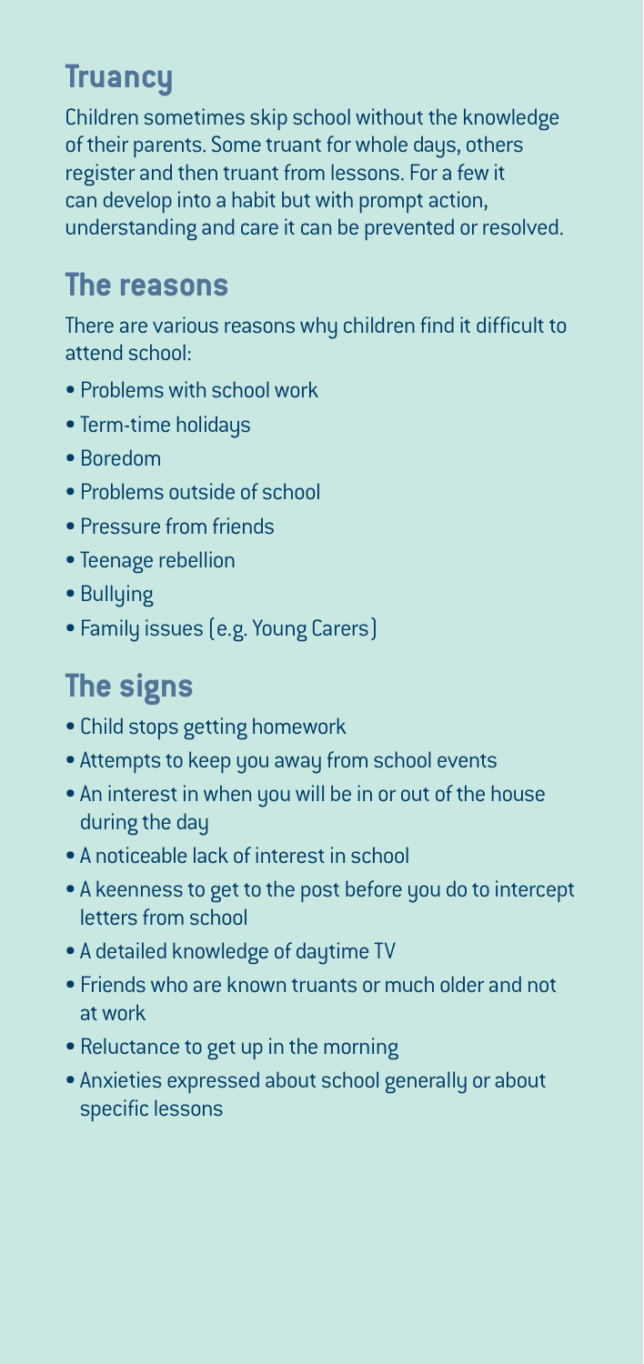## Truancy

Children sometimes skip school without the knowledge of their parents. Some truant for whole days, others register and then truant from lessons. For a few it can develop into a habit but with prompt action, understanding and care it can be prevented or resolved.

## The reasons

There are various reasons why children find it difficult to attend school:

- Problems with school work
- Term-time holidays
- Boredom
- Problems outside of school
- Pressure from friends
- Teenage rebellion
- Bullying
- Family issues (e.g. Young Carers)

## The signs

- Child stops getting homework
- Attempts to keep you away from school events
- An interest in when you will be in or out of the house during the day
- A noticeable lack of interest in school
- A keenness to get to the post before you do to intercept letters from school
- A detailed knowledge of daytime TV
- Friends who are known truants or much older and not at work
- Reluctance to get up in the morning
- Anxieties expressed about school generally or about specific lessons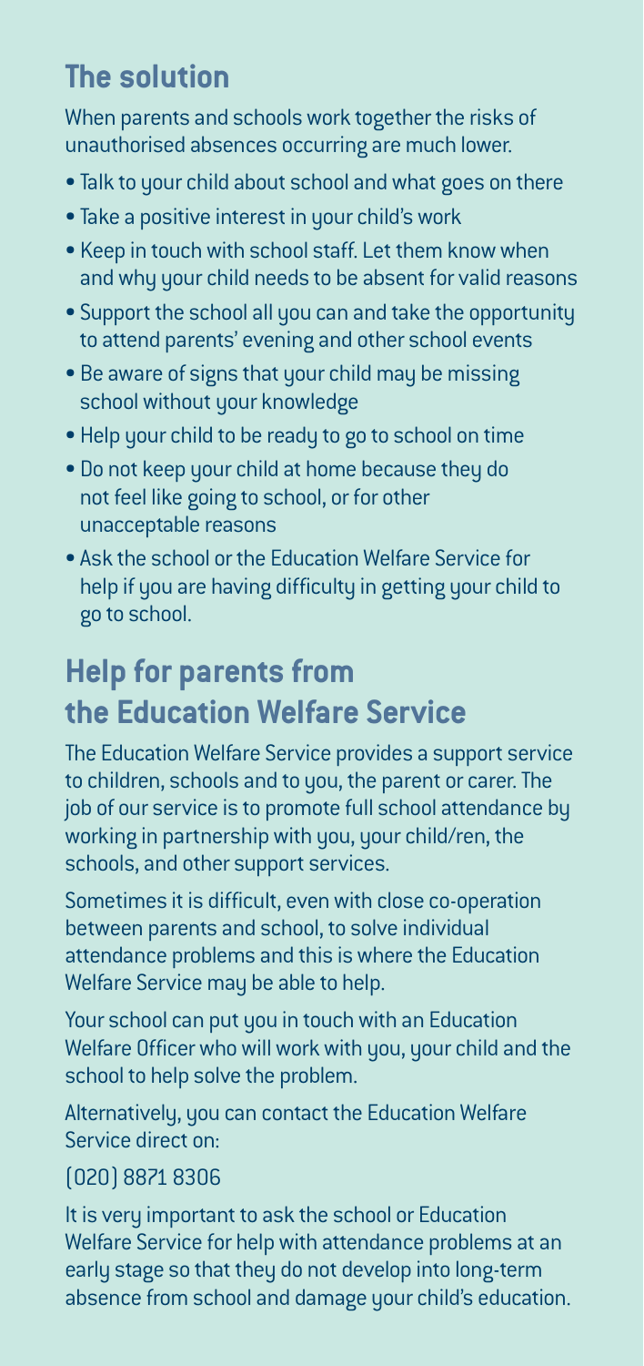## The solution

When parents and schools work together the risks of unauthorised absences occurring are much lower.

- Talk to your child about school and what goes on there
- Take a positive interest in your child's work
- Keep in touch with school staff. Let them know when and why your child needs to be absent for valid reasons
- Support the school all you can and take the opportunity to attend parents' evening and other school events
- Be aware of signs that your child may be missing school without your knowledge
- Help your child to be ready to go to school on time
- Do not keep your child at home because they do not feel like going to school, or for other unacceptable reasons
- Ask the school or the Education Welfare Service for help if you are having difficulty in getting your child to go to school.

## Help for parents from the Education Welfare Service

The Education Welfare Service provides a support service to children, schools and to you, the parent or carer. The job of our service is to promote full school attendance by working in partnership with you, your child/ren, the schools, and other support services.

Sometimes it is difficult, even with close co-operation between parents and school, to solve individual attendance problems and this is where the Education Welfare Service may be able to help.

Your school can put you in touch with an Education Welfare Officer who will work with you, your child and the school to help solve the problem.

Alternatively, you can contact the Education Welfare Service direct on:

(020) 8871 8306

It is very important to ask the school or Education Welfare Service for help with attendance problems at an early stage so that they do not develop into long-term absence from school and damage your child's education.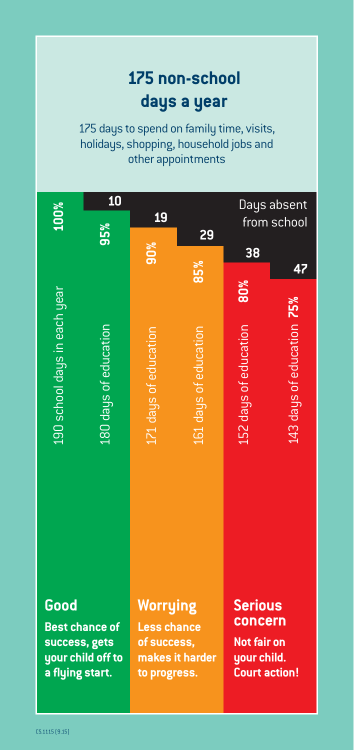# 175 non-school days a year

175 days to spend on family time, visits, holidays, shopping, household jobs and other appointments

Days absent from school

100%
190 school days in each year

10
95%
180 days of education

19
90%
171 days of education

29
85%
161 days of education

38
80%
152 days of education

47
75%
143 days of education

## Good

**Best chance of success, gets your child off to a flying start.**

## Worrying

**Less chance of success, makes it harder to progress.**

## Serious concern

**Not fair on your child. Court action!**

CS.1115 (9.15)